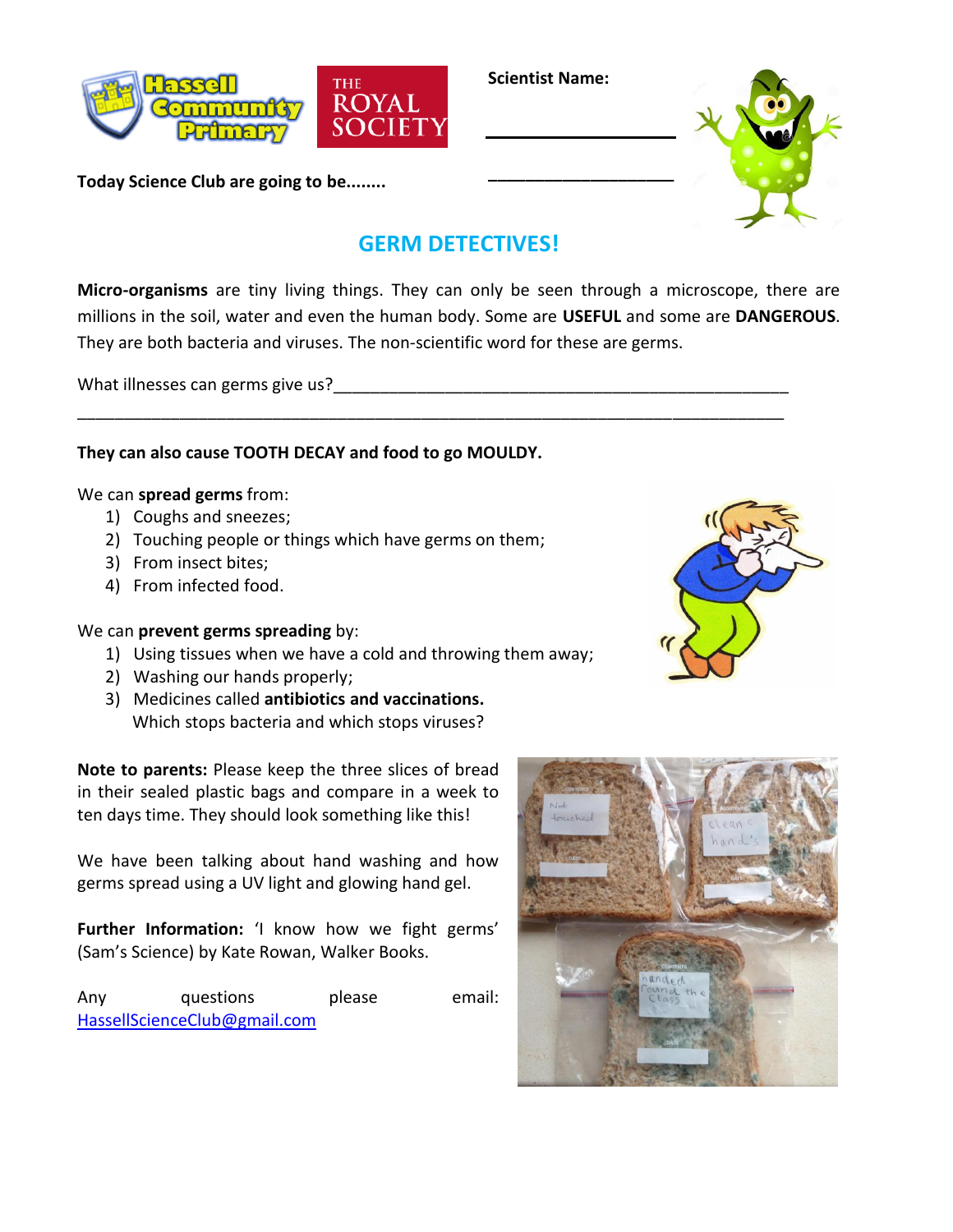**Scientist Name:**

\_\_\_\_\_\_\_\_\_\_\_\_\_\_\_\_\_\_\_\_

\_\_\_\_\_\_\_\_\_\_\_\_\_\_\_\_\_\_\_\_

**Today Science Club are going to be........**

## GERM DETECTIVES!

**Micro-organisms** are tiny living things. They can only be seen through a microscope, there are millions in the soil, water and even the human body. Some are **USEFUL** and some are **DANGEROUS**. They are both bacteria and viruses. The non-scientific word for these are germs.

What illnesses can germs give us?\_\_\_\_\_\_\_\_\_\_\_\_\_\_\_\_\_\_\_\_\_\_\_\_\_\_\_\_\_\_\_\_\_\_\_\_\_\_\_\_\_\_\_\_\_\_\_\_\_\_

\_\_\_\_\_\_\_\_\_\_\_\_\_\_\_\_\_\_\_\_\_\_\_\_\_\_\_\_\_\_\_\_\_\_\_\_\_\_\_\_\_\_\_\_\_\_\_\_\_\_\_\_\_\_\_\_\_\_\_\_\_\_\_\_\_\_\_\_\_\_\_\_\_\_\_\_\_\_\_\_

**They can also cause TOOTH DECAY and food to go MOULDY.**

We can **spread germs** from:

1) Coughs and sneezes;
2) Touching people or things which have germs on them;
3) From insect bites;
4) From infected food.

We can **prevent germs spreading** by:

1) Using tissues when we have a cold and throwing them away;
2) Washing our hands properly;
3) Medicines called **antibiotics and vaccinations.**
   Which stops bacteria and which stops viruses?

**Note to parents:** Please keep the three slices of bread in their sealed plastic bags and compare in a week to ten days time. They should look something like this!

We have been talking about hand washing and how germs spread using a UV light and glowing hand gel.

**Further Information:** 'I know how we fight germs' (Sam's Science) by Kate Rowan, Walker Books.

Any questions please email: HassellScienceClub@gmail.com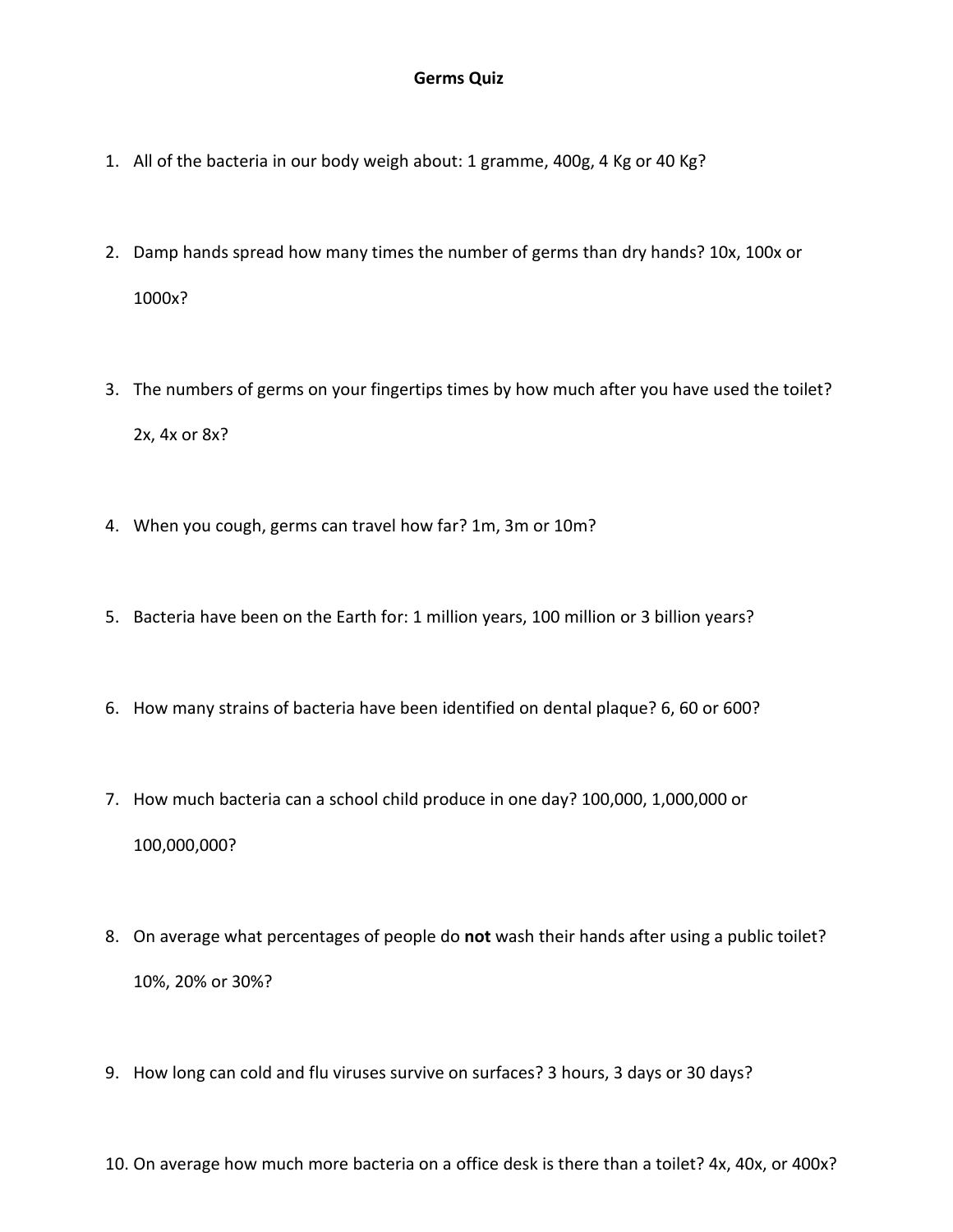**Germs Quiz**

1. All of the bacteria in our body weigh about: 1 gramme, 400g, 4 Kg or 40 Kg?
2. Damp hands spread how many times the number of germs than dry hands? 10x, 100x or 1000x?
3. The numbers of germs on your fingertips times by how much after you have used the toilet? 2x, 4x or 8x?
4. When you cough, germs can travel how far? 1m, 3m or 10m?
5. Bacteria have been on the Earth for: 1 million years, 100 million or 3 billion years?
6. How many strains of bacteria have been identified on dental plaque? 6, 60 or 600?
7. How much bacteria can a school child produce in one day? 100,000, 1,000,000 or 100,000,000?
8. On average what percentages of people do **not** wash their hands after using a public toilet? 10%, 20% or 30%?
9. How long can cold and flu viruses survive on surfaces? 3 hours, 3 days or 30 days?
10. On average how much more bacteria on a office desk is there than a toilet? 4x, 40x, or 400x?